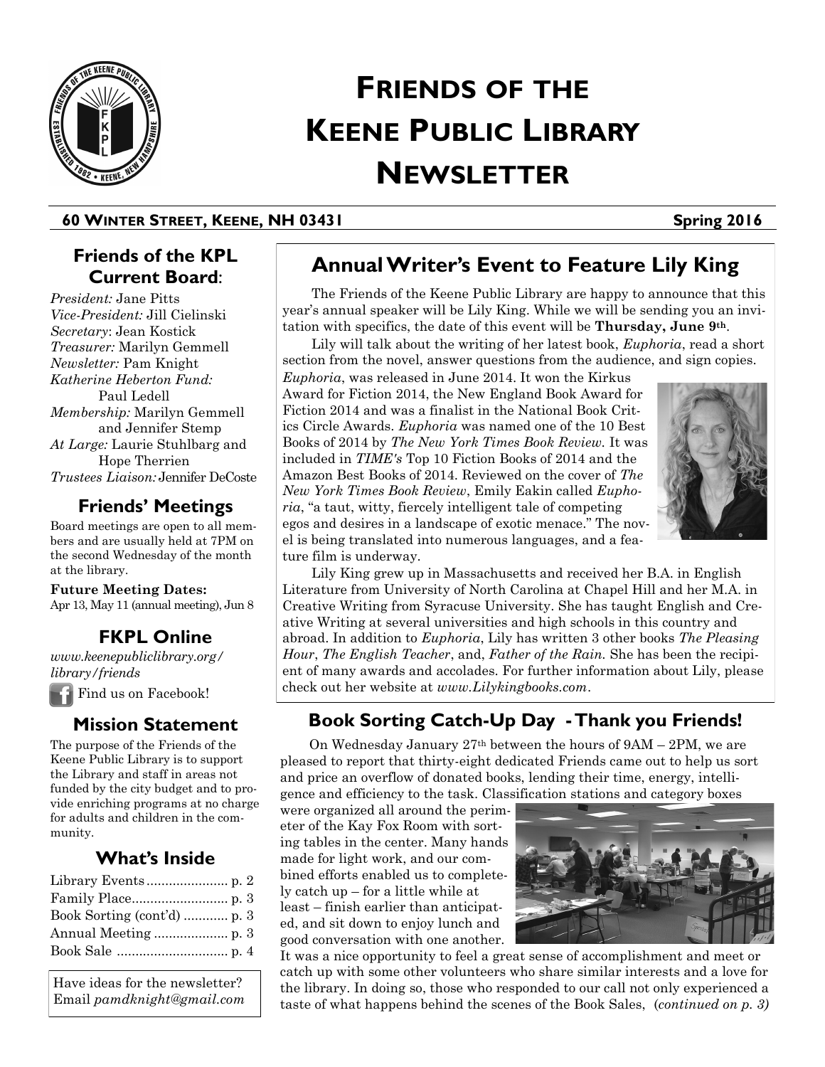# Friends of the Keene Public Library Newsletter

**60 Winter Street, Keene, NH 03431** **Spring 2016**

## Friends of the KPL Current Board:

*President:* Jane Pitts
*Vice-President:* Jill Cielinski
*Secretary*: Jean Kostick
*Treasurer:* Marilyn Gemmell
*Newsletter:* Pam Knight
*Katherine Heberton Fund:* Paul Ledell
*Membership:* Marilyn Gemmell and Jennifer Stemp
*At Large:* Laurie Stuhlbarg and Hope Therrien
*Trustees Liaison:* Jennifer DeCoste

## Friends' Meetings

Board meetings are open to all members and are usually held at 7PM on the second Wednesday of the month at the library.

**Future Meeting Dates:**
Apr 13, May 11 (annual meeting), Jun 8

## FKPL Online

*www.keenepubliclibrary.org/library/friends*

Find us on Facebook!

## Mission Statement

The purpose of the Friends of the Keene Public Library is to support the Library and staff in areas not funded by the city budget and to provide enriching programs at no charge for adults and children in the community.

## What's Inside

- Library Events ...................... p. 2
- Family Place.......................... p. 3
- Book Sorting (cont'd) ............ p. 3
- Annual Meeting .................... p. 3
- Book Sale .............................. p. 4

Have ideas for the newsletter? Email *pamdknight@gmail.com*

## Annual Writer's Event to Feature Lily King

The Friends of the Keene Public Library are happy to announce that this year's annual speaker will be Lily King. While we will be sending you an invitation with specifics, the date of this event will be **Thursday, June 9th**.

Lily will talk about the writing of her latest book, *Euphoria*, read a short section from the novel, answer questions from the audience, and sign copies.

*Euphoria*, was released in June 2014. It won the Kirkus Award for Fiction 2014, the New England Book Award for Fiction 2014 and was a finalist in the National Book Critics Circle Awards. *Euphoria* was named one of the 10 Best Books of 2014 by *The New York Times Book Review*. It was included in *TIME's* Top 10 Fiction Books of 2014 and the Amazon Best Books of 2014. Reviewed on the cover of *The New York Times Book Review*, Emily Eakin called *Euphoria*, "a taut, witty, fiercely intelligent tale of competing egos and desires in a landscape of exotic menace." The novel is being translated into numerous languages, and a feature film is underway.

Lily King grew up in Massachusetts and received her B.A. in English Literature from University of North Carolina at Chapel Hill and her M.A. in Creative Writing from Syracuse University. She has taught English and Creative Writing at several universities and high schools in this country and abroad. In addition to *Euphoria*, Lily has written 3 other books *The Pleasing Hour*, *The English Teacher*, and, *Father of the Rain.* She has been the recipient of many awards and accolades. For further information about Lily, please check out her website at *www.Lilykingbooks.com*.

## Book Sorting Catch-Up Day - Thank you Friends!

On Wednesday January 27th between the hours of 9AM – 2PM, we are pleased to report that thirty-eight dedicated Friends came out to help us sort and price an overflow of donated books, lending their time, energy, intelligence and efficiency to the task. Classification stations and category boxes were organized all around the perimeter of the Kay Fox Room with sorting tables in the center. Many hands made for light work, and our combined efforts enabled us to completely catch up – for a little while at least – finish earlier than anticipated, and sit down to enjoy lunch and good conversation with one another. It was a nice opportunity to feel a great sense of accomplishment and meet or catch up with some other volunteers who share similar interests and a love for the library. In doing so, those who responded to our call not only experienced a taste of what happens behind the scenes of the Book Sales, (*continued on p. 3)*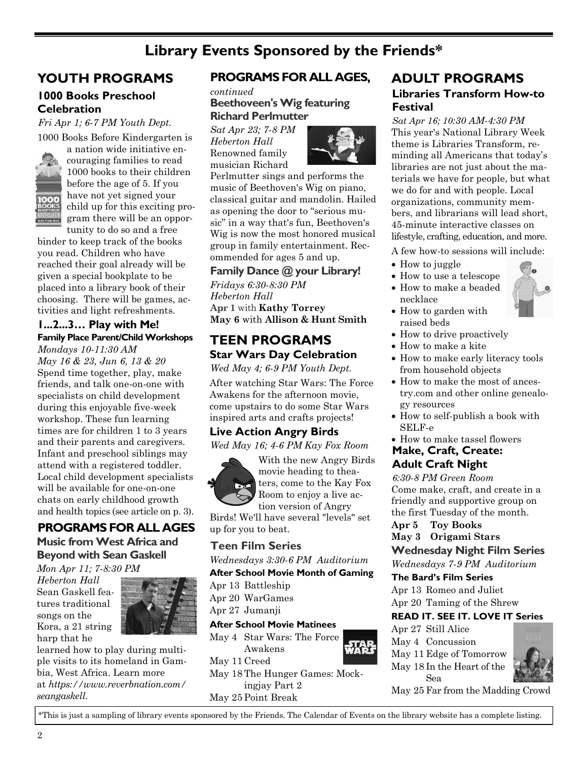# Library Events Sponsored by the Friends*

## YOUTH PROGRAMS

### 1000 Books Preschool Celebration

*Fri Apr 1; 6-7 PM Youth Dept.*

1000 Books Before Kindergarten is a nation wide initiative encouraging families to read 1000 books to their children before the age of 5. If you have not yet signed your child up for this exciting program there will be an opportunity to do so and a free binder to keep track of the books you read. Children who have reached their goal already will be given a special bookplate to be placed into a library book of their choosing. There will be games, activities and light refreshments.

### 1...2...3… Play with Me!

**Family Place Parent/Child Workshops**

*Mondays 10-11:30 AM*
*May 16 & 23, Jun 6, 13 & 20*

Spend time together, play, make friends, and talk one-on-one with specialists on child development during this enjoyable five-week workshop. These fun learning times are for children 1 to 3 years and their parents and caregivers. Infant and preschool siblings may attend with a registered toddler. Local child development specialists will be available for one-on-one chats on early childhood growth and health topics (see article on p. 3).

## PROGRAMS FOR ALL AGES

### Music from West Africa and Beyond with Sean Gaskell

*Mon Apr 11; 7-8:30 PM*
*Heberton Hall*

Sean Gaskell features traditional songs on the Kora, a 21 string harp that he learned how to play during multiple visits to its homeland in Gambia, West Africa. Learn more at *https://www.reverbnation.com/seangaskell.*

## PROGRAMS FOR ALL AGES, *continued*

### Beethoven's Wig featuring Richard Perlmutter

*Sat Apr 23; 7-8 PM*
*Heberton Hall*

Renowned family musician Richard Perlmutter sings and performs the music of Beethoven's Wig on piano, classical guitar and mandolin. Hailed as opening the door to "serious music" in a way that's fun, Beethoven's Wig is now the most honored musical group in family entertainment. Recommended for ages 5 and up.

### Family Dance @ your Library!

*Fridays 6:30-8:30 PM*
*Heberton Hall*

**Apr 1** with **Kathy Torrey**
**May 6** with **Allison & Hunt Smith**

## TEEN PROGRAMS

### Star Wars Day Celebration

*Wed May 4; 6-9 PM Youth Dept.*

After watching Star Wars: The Force Awakens for the afternoon movie, come upstairs to do some Star Wars inspired arts and crafts projects!

### Live Action Angry Birds

*Wed May 16; 4-6 PM Kay Fox Room*

With the new Angry Birds movie heading to theaters, come to the Kay Fox Room to enjoy a live action version of Angry Birds! We'll have several "levels" set up for you to beat.

### Teen Film Series

*Wednesdays 3:30-6 PM Auditorium*

**After School Movie Month of Gaming**

Apr 13 Battleship
Apr 20 WarGames
Apr 27 Jumanji

**After School Movie Matinees**

May 4 Star Wars: The Force Awakens
May 11 Creed
May 18 The Hunger Games: Mockingjay Part 2
May 25 Point Break

## ADULT PROGRAMS

### Libraries Transform How-to Festival

*Sat Apr 16; 10:30 AM-4:30 PM*

This year's National Library Week theme is Libraries Transform, reminding all Americans that today's libraries are not just about the materials we have for people, but what we do for and with people. Local organizations, community members, and librarians will lead short, 45-minute interactive classes on lifestyle, crafting, education, and more.

A few how-to sessions will include:

- How to juggle
- How to use a telescope
- How to make a beaded necklace
- How to garden with raised beds
- How to drive proactively
- How to make a kite
- How to make early literacy tools from household objects
- How to make the most of ancestry.com and other online genealogy resources
- How to self-publish a book with SELF-e
- How to make tassel flowers

### Make, Craft, Create: Adult Craft Night

*6:30-8 PM Green Room*

Come make, craft, and create in a friendly and supportive group on the first Tuesday of the month.

**Apr 5 Toy Books**
**May 3 Origami Stars**

### Wednesday Night Film Series

*Wednesdays 7-9 PM Auditorium*

**The Bard's Film Series**

Apr 13 Romeo and Juliet
Apr 20 Taming of the Shrew

**READ IT. SEE IT. LOVE IT Series**

Apr 27 Still Alice
May 4 Concussion
May 11 Edge of Tomorrow
May 18 In the Heart of the Sea
May 25 Far from the Madding Crowd

*This is just a sampling of library events sponsored by the Friends. The Calendar of Events on the library website has a complete listing.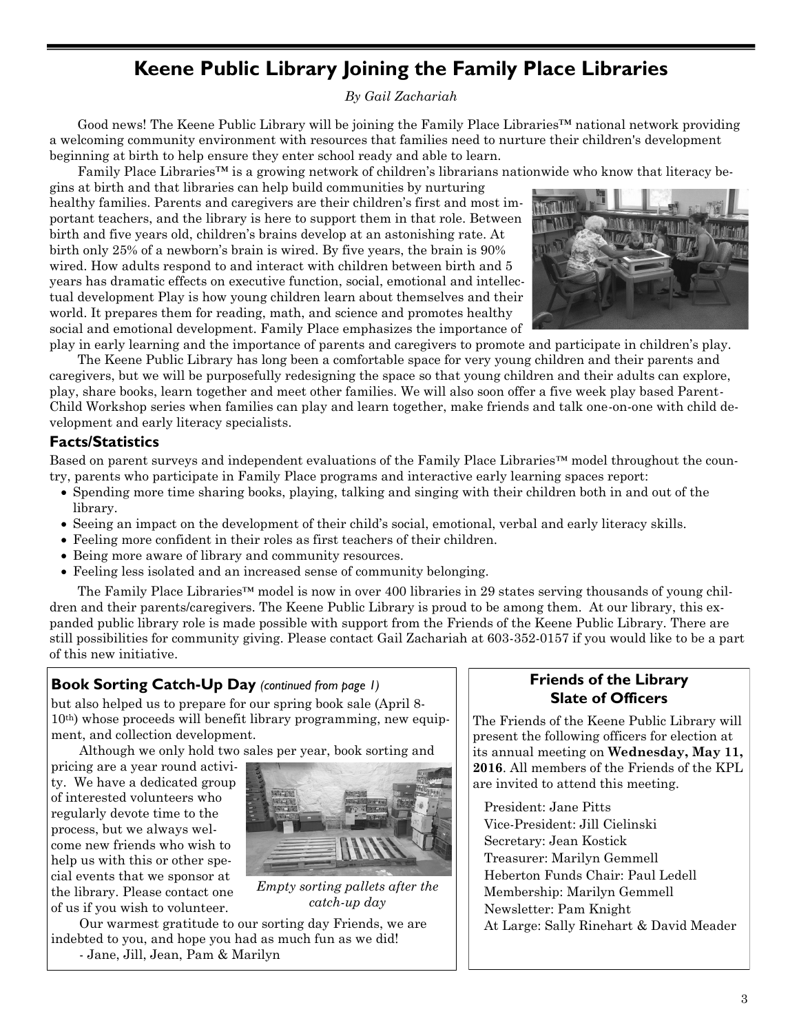# Keene Public Library Joining the Family Place Libraries

*By Gail Zachariah*

Good news! The Keene Public Library will be joining the Family Place Libraries™ national network providing a welcoming community environment with resources that families need to nurture their children's development beginning at birth to help ensure they enter school ready and able to learn.

Family Place Libraries™ is a growing network of children's librarians nationwide who know that literacy begins at birth and that libraries can help build communities by nurturing healthy families. Parents and caregivers are their children's first and most important teachers, and the library is here to support them in that role. Between birth and five years old, children's brains develop at an astonishing rate. At birth only 25% of a newborn's brain is wired. By five years, the brain is 90% wired. How adults respond to and interact with children between birth and 5 years has dramatic effects on executive function, social, emotional and intellectual development Play is how young children learn about themselves and their world. It prepares them for reading, math, and science and promotes healthy social and emotional development. Family Place emphasizes the importance of play in early learning and the importance of parents and caregivers to promote and participate in children's play.

The Keene Public Library has long been a comfortable space for very young children and their parents and caregivers, but we will be purposefully redesigning the space so that young children and their adults can explore, play, share books, learn together and meet other families. We will also soon offer a five week play based Parent-Child Workshop series when families can play and learn together, make friends and talk one-on-one with child development and early literacy specialists.

### Facts/Statistics

Based on parent surveys and independent evaluations of the Family Place Libraries™ model throughout the country, parents who participate in Family Place programs and interactive early learning spaces report:

- Spending more time sharing books, playing, talking and singing with their children both in and out of the library.
- Seeing an impact on the development of their child's social, emotional, verbal and early literacy skills.
- Feeling more confident in their roles as first teachers of their children.
- Being more aware of library and community resources.
- Feeling less isolated and an increased sense of community belonging.

The Family Place Libraries™ model is now in over 400 libraries in 29 states serving thousands of young children and their parents/caregivers. The Keene Public Library is proud to be among them. At our library, this expanded public library role is made possible with support from the Friends of the Keene Public Library. There are still possibilities for community giving. Please contact Gail Zachariah at 603-352-0157 if you would like to be a part of this new initiative.

### Book Sorting Catch-Up Day *(continued from page 1)*

but also helped us to prepare for our spring book sale (April 8-10th) whose proceeds will benefit library programming, new equipment, and collection development.

Although we only hold two sales per year, book sorting and pricing are a year round activity. We have a dedicated group of interested volunteers who regularly devote time to the process, but we always welcome new friends who wish to help us with this or other special events that we sponsor at the library. Please contact one of us if you wish to volunteer.

*Empty sorting pallets after the catch-up day*

Our warmest gratitude to our sorting day Friends, we are indebted to you, and hope you had as much fun as we did!

- Jane, Jill, Jean, Pam & Marilyn

### Friends of the Library Slate of Officers

The Friends of the Keene Public Library will present the following officers for election at its annual meeting on **Wednesday, May 11, 2016**. All members of the Friends of the KPL are invited to attend this meeting.

President: Jane Pitts
Vice-President: Jill Cielinski
Secretary: Jean Kostick
Treasurer: Marilyn Gemmell
Heberton Funds Chair: Paul Ledell
Membership: Marilyn Gemmell
Newsletter: Pam Knight
At Large: Sally Rinehart & David Meader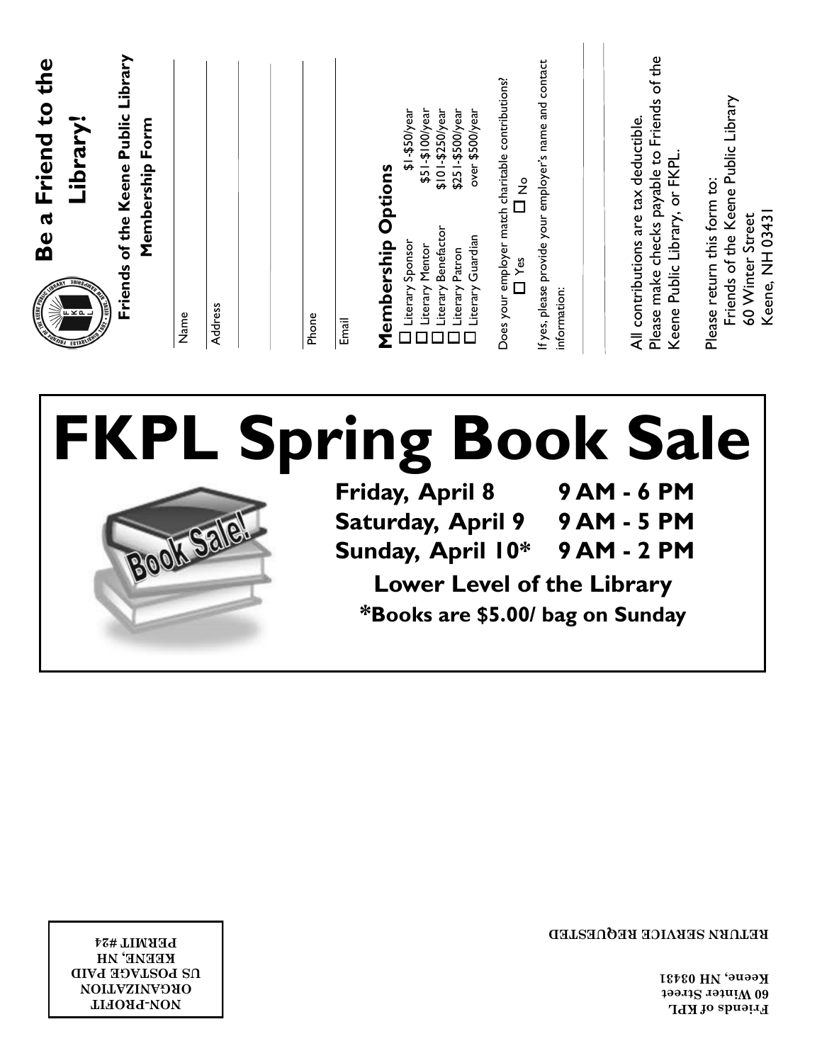# Be a Friend to the Library!

## Friends of the Keene Public Library Membership Form

Name

Address

Phone

Email

### Membership Options

- ☐ Literary Sponsor $1-$50/year
- ☐ Literary Mentor $51-$100/year
- ☐ Literary Benefactor $101-$250/year
- ☐ Literary Patron $251-$500/year
- ☐ Literary Guardian over $500/year

Does your employer match charitable contributions?
☐ Yes ☐ No

If yes, please provide your employer's name and contact information:

All contributions are tax deductible.
Please make checks payable to Friends of the Keene Public Library, or FKPL.

Please return this form to:
Friends of the Keene Public Library
60 Winter Street
Keene, NH 03431

# FKPL Spring Book Sale

**Friday, April 8 — 9 AM - 6 PM**
**Saturday, April 9 — 9 AM - 5 PM**
**Sunday, April 10* — 9 AM - 2 PM**

**Lower Level of the Library**

***Books are $5.00/ bag on Sunday**

Friends of KPL
60 Winter Street
Keene, NH 03431

RETURN SERVICE REQUESTED

NON-PROFIT
ORGANIZATION
US POSTAGE PAID
KEENE, NH
PERMIT #24